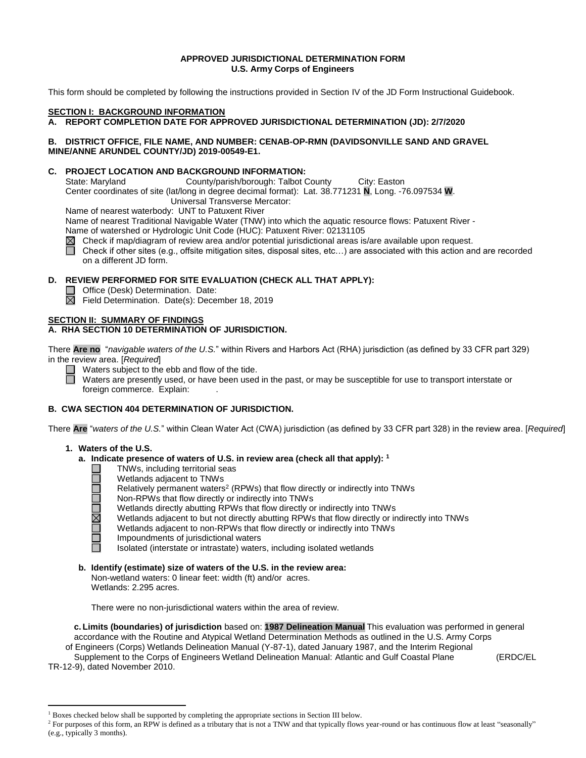**APPROVED JURISDICTIONAL DETERMINATION FORM**
**U.S. Army Corps of Engineers**

This form should be completed by following the instructions provided in Section IV of the JD Form Instructional Guidebook.

**SECTION I: BACKGROUND INFORMATION**

**A. REPORT COMPLETION DATE FOR APPROVED JURISDICTIONAL DETERMINATION (JD): 2/7/2020**

**B. DISTRICT OFFICE, FILE NAME, AND NUMBER: CENAB-OP-RMN (DAVIDSONVILLE SAND AND GRAVEL MINE/ANNE ARUNDEL COUNTY/JD) 2019-00549-E1.**

**C. PROJECT LOCATION AND BACKGROUND INFORMATION:**

State: Maryland County/parish/borough: Talbot County City: Easton

Center coordinates of site (lat/long in degree decimal format): Lat. 38.771231 **N**, Long. -76.097534 **W**.

Universal Transverse Mercator:

Name of nearest waterbody: UNT to Patuxent River

Name of nearest Traditional Navigable Water (TNW) into which the aquatic resource flows: Patuxent River -

Name of watershed or Hydrologic Unit Code (HUC): Patuxent River: 02131105

☒ Check if map/diagram of review area and/or potential jurisdictional areas is/are available upon request.

☐ Check if other sites (e.g., offsite mitigation sites, disposal sites, etc…) are associated with this action and are recorded on a different JD form.

**D. REVIEW PERFORMED FOR SITE EVALUATION (CHECK ALL THAT APPLY):**

☐ Office (Desk) Determination. Date:

☒ Field Determination. Date(s): December 18, 2019

**SECTION II: SUMMARY OF FINDINGS**

**A. RHA SECTION 10 DETERMINATION OF JURISDICTION.**

There **Are no** "*navigable waters of the U.S.*" within Rivers and Harbors Act (RHA) jurisdiction (as defined by 33 CFR part 329) in the review area. [*Required*]

☐ Waters subject to the ebb and flow of the tide.

☐ Waters are presently used, or have been used in the past, or may be susceptible for use to transport interstate or foreign commerce. Explain: .

**B. CWA SECTION 404 DETERMINATION OF JURISDICTION.**

There **Are** "*waters of the U.S.*" within Clean Water Act (CWA) jurisdiction (as defined by 33 CFR part 328) in the review area. [*Required*]

**1. Waters of the U.S.**

**a. Indicate presence of waters of U.S. in review area (check all that apply):** [1]

☐ TNWs, including territorial seas
☐ Wetlands adjacent to TNWs
☐ Relatively permanent waters[2] (RPWs) that flow directly or indirectly into TNWs
☐ Non-RPWs that flow directly or indirectly into TNWs
☐ Wetlands directly abutting RPWs that flow directly or indirectly into TNWs
☒ Wetlands adjacent to but not directly abutting RPWs that flow directly or indirectly into TNWs
☐ Wetlands adjacent to non-RPWs that flow directly or indirectly into TNWs
☐ Impoundments of jurisdictional waters
☐ Isolated (interstate or intrastate) waters, including isolated wetlands

**b. Identify (estimate) size of waters of the U.S. in the review area:**

Non-wetland waters: 0 linear feet: width (ft) and/or acres.
Wetlands: 2.295 acres.

There were no non-jurisdictional waters within the area of review.

**c. Limits (boundaries) of jurisdiction** based on: **1987 Delineation Manual** This evaluation was performed in general accordance with the Routine and Atypical Wetland Determination Methods as outlined in the U.S. Army Corps of Engineers (Corps) Wetlands Delineation Manual (Y-87-1), dated January 1987, and the Interim Regional Supplement to the Corps of Engineers Wetland Delineation Manual: Atlantic and Gulf Coastal Plane (ERDC/EL TR-12-9), dated November 2010.

---

[1] Boxes checked below shall be supported by completing the appropriate sections in Section III below.

[2] For purposes of this form, an RPW is defined as a tributary that is not a TNW and that typically flows year-round or has continuous flow at least "seasonally" (e.g., typically 3 months).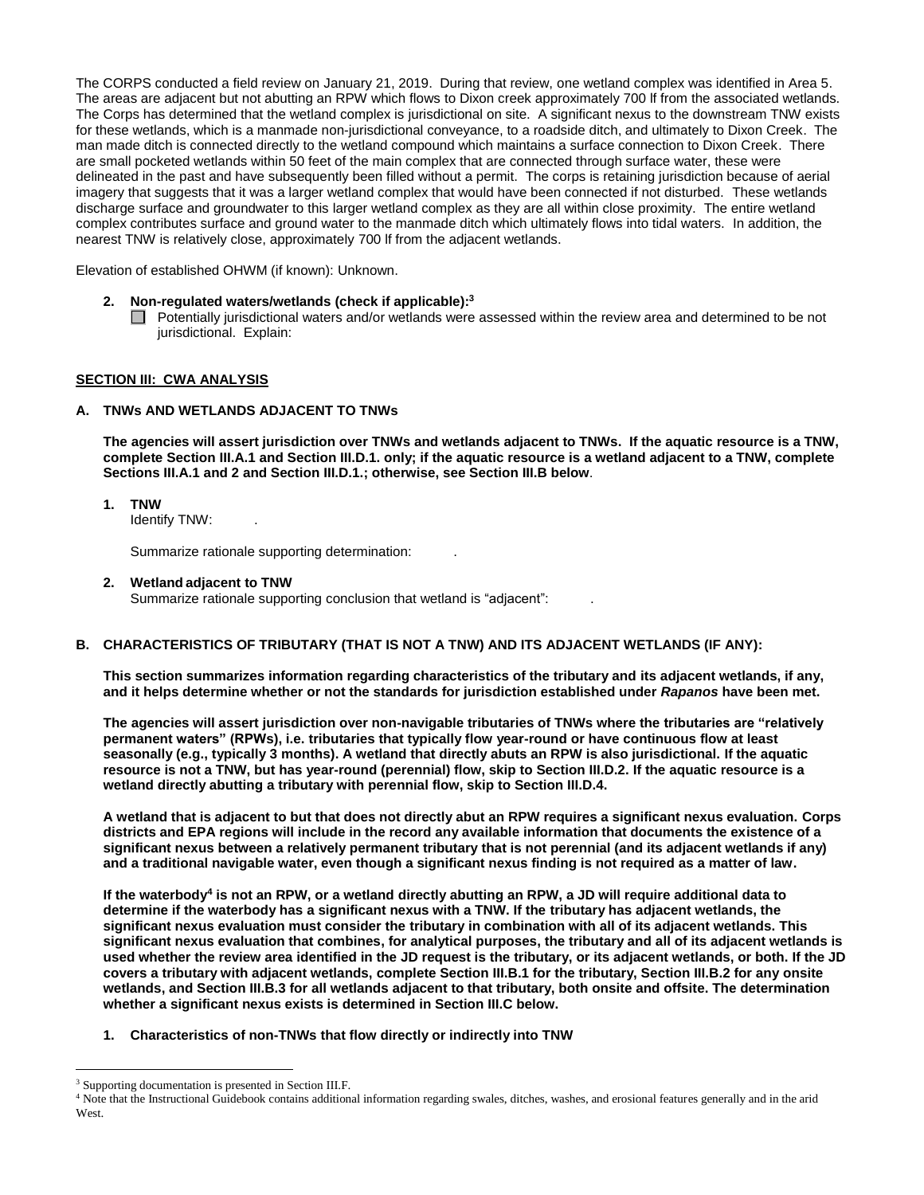The CORPS conducted a field review on January 21, 2019. During that review, one wetland complex was identified in Area 5. The areas are adjacent but not abutting an RPW which flows to Dixon creek approximately 700 lf from the associated wetlands. The Corps has determined that the wetland complex is jurisdictional on site. A significant nexus to the downstream TNW exists for these wetlands, which is a manmade non-jurisdictional conveyance, to a roadside ditch, and ultimately to Dixon Creek. The man made ditch is connected directly to the wetland compound which maintains a surface connection to Dixon Creek. There are small pocketed wetlands within 50 feet of the main complex that are connected through surface water, these were delineated in the past and have subsequently been filled without a permit. The corps is retaining jurisdiction because of aerial imagery that suggests that it was a larger wetland complex that would have been connected if not disturbed. These wetlands discharge surface and groundwater to this larger wetland complex as they are all within close proximity. The entire wetland complex contributes surface and ground water to the manmade ditch which ultimately flows into tidal waters. In addition, the nearest TNW is relatively close, approximately 700 lf from the adjacent wetlands.

Elevation of established OHWM (if known): Unknown.

**2. Non-regulated waters/wetlands (check if applicable):[3]**

☐ Potentially jurisdictional waters and/or wetlands were assessed within the review area and determined to be not jurisdictional. Explain:

## SECTION III: CWA ANALYSIS

### A. TNWs AND WETLANDS ADJACENT TO TNWs

**The agencies will assert jurisdiction over TNWs and wetlands adjacent to TNWs. If the aquatic resource is a TNW, complete Section III.A.1 and Section III.D.1. only; if the aquatic resource is a wetland adjacent to a TNW, complete Sections III.A.1 and 2 and Section III.D.1.; otherwise, see Section III.B below**.

**1. TNW**

Identify TNW: .

Summarize rationale supporting determination: .

**2. Wetland adjacent to TNW**

Summarize rationale supporting conclusion that wetland is "adjacent": .

### B. CHARACTERISTICS OF TRIBUTARY (THAT IS NOT A TNW) AND ITS ADJACENT WETLANDS (IF ANY):

**This section summarizes information regarding characteristics of the tributary and its adjacent wetlands, if any, and it helps determine whether or not the standards for jurisdiction established under *Rapanos* have been met.**

**The agencies will assert jurisdiction over non-navigable tributaries of TNWs where the tributaries are "relatively permanent waters" (RPWs), i.e. tributaries that typically flow year-round or have continuous flow at least seasonally (e.g., typically 3 months). A wetland that directly abuts an RPW is also jurisdictional. If the aquatic resource is not a TNW, but has year-round (perennial) flow, skip to Section III.D.2. If the aquatic resource is a wetland directly abutting a tributary with perennial flow, skip to Section III.D.4.**

**A wetland that is adjacent to but that does not directly abut an RPW requires a significant nexus evaluation. Corps districts and EPA regions will include in the record any available information that documents the existence of a significant nexus between a relatively permanent tributary that is not perennial (and its adjacent wetlands if any) and a traditional navigable water, even though a significant nexus finding is not required as a matter of law.**

**If the waterbody[4] is not an RPW, or a wetland directly abutting an RPW, a JD will require additional data to determine if the waterbody has a significant nexus with a TNW. If the tributary has adjacent wetlands, the significant nexus evaluation must consider the tributary in combination with all of its adjacent wetlands. This significant nexus evaluation that combines, for analytical purposes, the tributary and all of its adjacent wetlands is used whether the review area identified in the JD request is the tributary, or its adjacent wetlands, or both. If the JD covers a tributary with adjacent wetlands, complete Section III.B.1 for the tributary, Section III.B.2 for any onsite wetlands, and Section III.B.3 for all wetlands adjacent to that tributary, both onsite and offsite. The determination whether a significant nexus exists is determined in Section III.C below.**

**1. Characteristics of non-TNWs that flow directly or indirectly into TNW**

---

[3] Supporting documentation is presented in Section III.F.

[4] Note that the Instructional Guidebook contains additional information regarding swales, ditches, washes, and erosional features generally and in the arid West.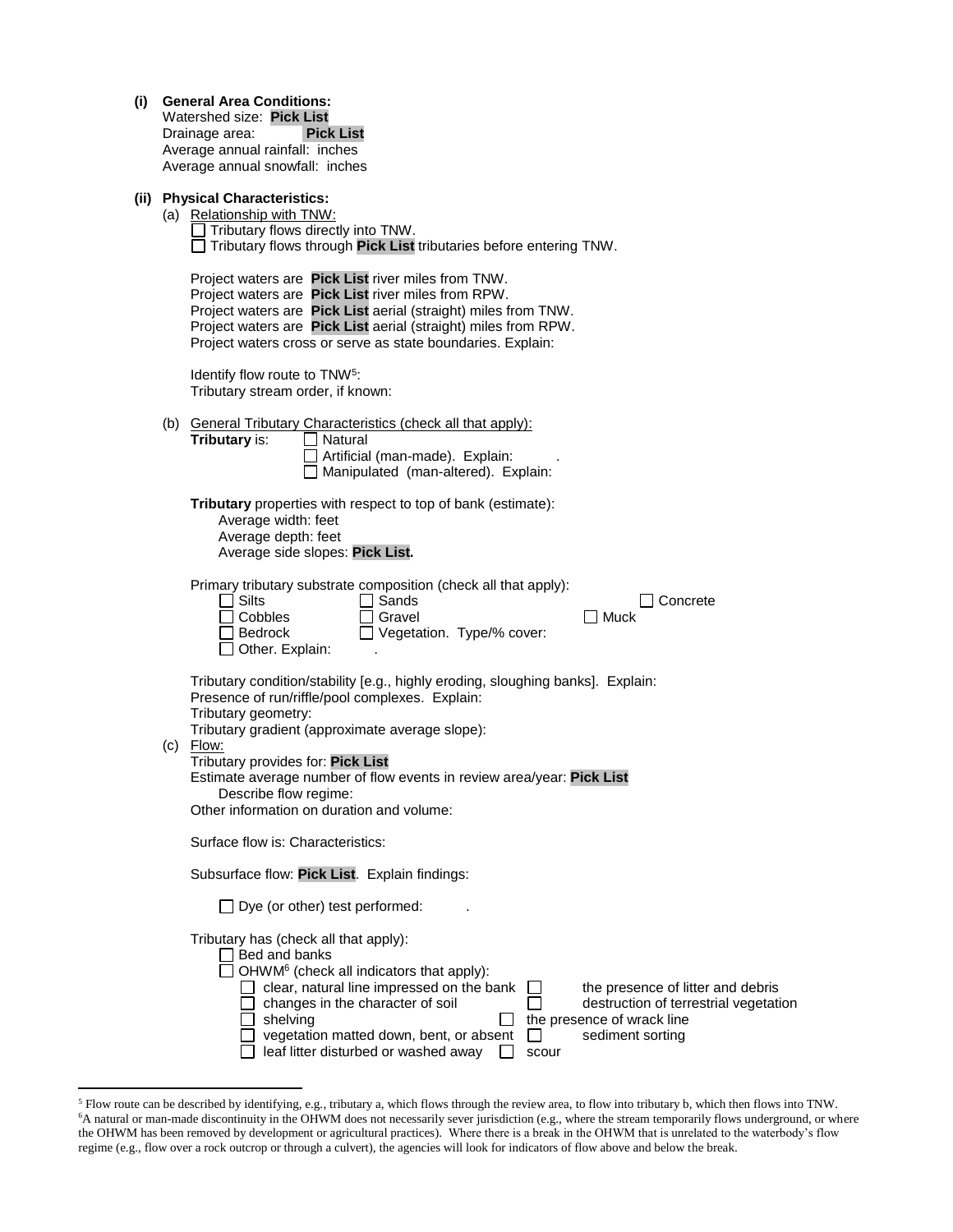**(i) General Area Conditions:**

Watershed size: **Pick List**
Drainage area: **Pick List**
Average annual rainfall: inches
Average annual snowfall: inches

**(ii) Physical Characteristics:**

(a) Relationship with TNW:

☐ Tributary flows directly into TNW.
☐ Tributary flows through **Pick List** tributaries before entering TNW.

Project waters are **Pick List** river miles from TNW.
Project waters are **Pick List** river miles from RPW.
Project waters are **Pick List** aerial (straight) miles from TNW.
Project waters are **Pick List** aerial (straight) miles from RPW.
Project waters cross or serve as state boundaries. Explain:

Identify flow route to TNW[5]:
Tributary stream order, if known:

(b) General Tributary Characteristics (check all that apply):

**Tributary** is:
☐ Natural
☐ Artificial (man-made). Explain: .
☐ Manipulated (man-altered). Explain:

**Tributary** properties with respect to top of bank (estimate):
Average width: feet
Average depth: feet
Average side slopes: **Pick List.**

Primary tributary substrate composition (check all that apply):

☐ Silts ☐ Sands ☐ Concrete
☐ Cobbles ☐ Gravel ☐ Muck
☐ Bedrock ☐ Vegetation. Type/% cover:
☐ Other. Explain: .

Tributary condition/stability [e.g., highly eroding, sloughing banks]. Explain:
Presence of run/riffle/pool complexes. Explain:
Tributary geometry:
Tributary gradient (approximate average slope):

(c) Flow:

Tributary provides for: **Pick List**
Estimate average number of flow events in review area/year: **Pick List**
Describe flow regime:
Other information on duration and volume:

Surface flow is: Characteristics:

Subsurface flow: **Pick List**. Explain findings:

☐ Dye (or other) test performed: .

Tributary has (check all that apply):
☐ Bed and banks
☐ OHWM[6] (check all indicators that apply):
☐ clear, natural line impressed on the bank ☐ the presence of litter and debris
☐ changes in the character of soil ☐ destruction of terrestrial vegetation
☐ shelving ☐ the presence of wrack line
☐ vegetation matted down, bent, or absent ☐ sediment sorting
☐ leaf litter disturbed or washed away ☐ scour

---

[5] Flow route can be described by identifying, e.g., tributary a, which flows through the review area, to flow into tributary b, which then flows into TNW.
[6] A natural or man-made discontinuity in the OHWM does not necessarily sever jurisdiction (e.g., where the stream temporarily flows underground, or where the OHWM has been removed by development or agricultural practices). Where there is a break in the OHWM that is unrelated to the waterbody's flow regime (e.g., flow over a rock outcrop or through a culvert), the agencies will look for indicators of flow above and below the break.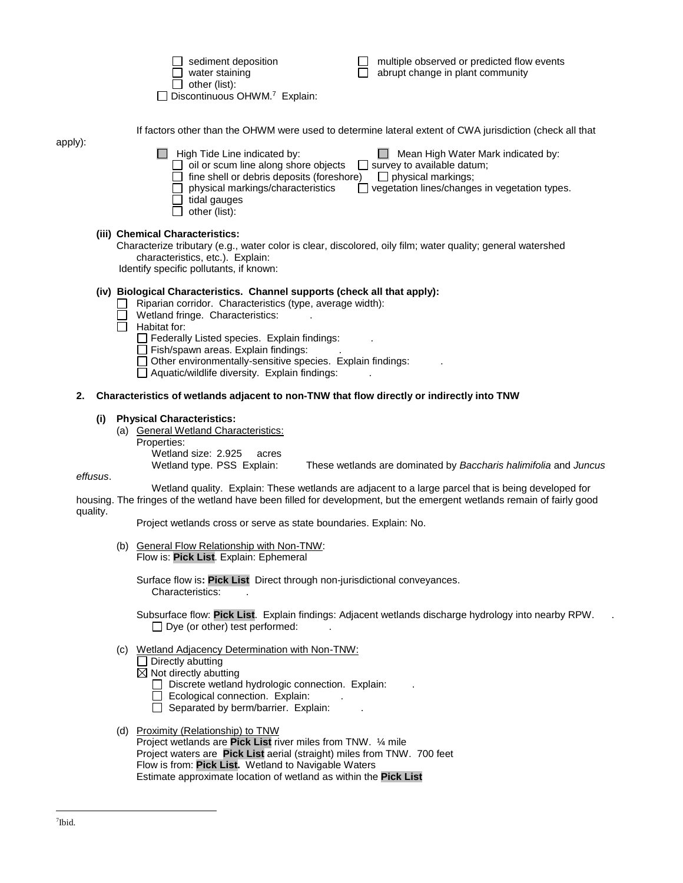☐ sediment deposition ☐ multiple observed or predicted flow events
☐ water staining ☐ abrupt change in plant community
☐ other (list):

☐ Discontinuous OHWM.[7] Explain:

If factors other than the OHWM were used to determine lateral extent of CWA jurisdiction (check all that apply):

☐ High Tide Line indicated by: ☐ Mean High Water Mark indicated by:
☐ oil or scum line along shore objects ☐ survey to available datum;
☐ fine shell or debris deposits (foreshore) ☐ physical markings;
☐ physical markings/characteristics ☐ vegetation lines/changes in vegetation types.
☐ tidal gauges
☐ other (list):

**(iii) Chemical Characteristics:**

Characterize tributary (e.g., water color is clear, discolored, oily film; water quality; general watershed characteristics, etc.). Explain:

Identify specific pollutants, if known:

**(iv) Biological Characteristics. Channel supports (check all that apply):**

☐ Riparian corridor. Characteristics (type, average width):
☐ Wetland fringe. Characteristics: .
☐ Habitat for:
☐ Federally Listed species. Explain findings: .
☐ Fish/spawn areas. Explain findings: .
☐ Other environmentally-sensitive species. Explain findings: .
☐ Aquatic/wildlife diversity. Explain findings: .

**2. Characteristics of wetlands adjacent to non-TNW that flow directly or indirectly into TNW**

**(i) Physical Characteristics:**

(a) General Wetland Characteristics:

Properties:

Wetland size: 2.925 acres

Wetland type. PSS Explain: These wetlands are dominated by *Baccharis halimifolia* and *Juncus effusus*.

Wetland quality. Explain: These wetlands are adjacent to a large parcel that is being developed for housing. The fringes of the wetland have been filled for development, but the emergent wetlands remain of fairly good quality.

Project wetlands cross or serve as state boundaries. Explain: No.

(b) General Flow Relationship with Non-TNW:

Flow is: **Pick List**. Explain: Ephemeral

Surface flow is**: Pick List** Direct through non-jurisdictional conveyances.
Characteristics: .

Subsurface flow: **Pick List**. Explain findings: Adjacent wetlands discharge hydrology into nearby RPW. .
☐ Dye (or other) test performed: .

(c) Wetland Adjacency Determination with Non-TNW:

☐ Directly abutting
☒ Not directly abutting
☐ Discrete wetland hydrologic connection. Explain: .
☐ Ecological connection. Explain: .
☐ Separated by berm/barrier. Explain: .

(d) Proximity (Relationship) to TNW

Project wetlands are **Pick List** river miles from TNW. ¼ mile
Project waters are **Pick List** aerial (straight) miles from TNW. 700 feet
Flow is from: **Pick List.** Wetland to Navigable Waters
Estimate approximate location of wetland as within the **Pick List**

[7]Ibid.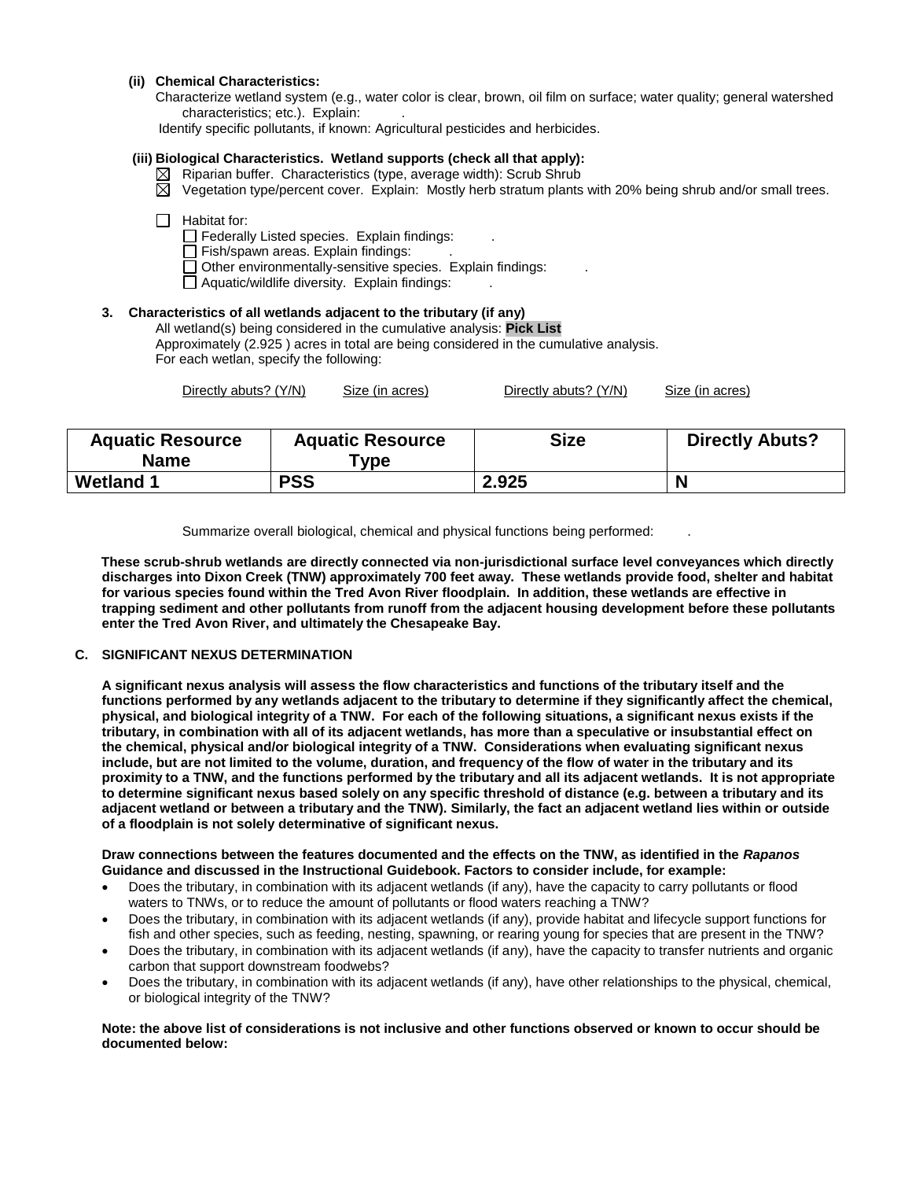**(ii) Chemical Characteristics:**

Characterize wetland system (e.g., water color is clear, brown, oil film on surface; water quality; general watershed characteristics; etc.). Explain: .

Identify specific pollutants, if known: Agricultural pesticides and herbicides.

**(iii) Biological Characteristics. Wetland supports (check all that apply):**

- ☒ Riparian buffer. Characteristics (type, average width): Scrub Shrub
- ☒ Vegetation type/percent cover. Explain: Mostly herb stratum plants with 20% being shrub and/or small trees.
- ☐ Habitat for:
  - ☐ Federally Listed species. Explain findings: .
  - ☐ Fish/spawn areas. Explain findings: .
  - ☐ Other environmentally-sensitive species. Explain findings: .
  - ☐ Aquatic/wildlife diversity. Explain findings: .

**3. Characteristics of all wetlands adjacent to the tributary (if any)**

All wetland(s) being considered in the cumulative analysis: **Pick List**

Approximately (2.925 ) acres in total are being considered in the cumulative analysis.

For each wetlan, specify the following:

Directly abuts? (Y/N) Size (in acres) Directly abuts? (Y/N) Size (in acres)

| Aquatic Resource Name | Aquatic Resource Type | Size | Directly Abuts? |
|---|---|---|---|
| **Wetland 1** | **PSS** | **2.925** | **N** |

Summarize overall biological, chemical and physical functions being performed: .

**These scrub-shrub wetlands are directly connected via non-jurisdictional surface level conveyances which directly discharges into Dixon Creek (TNW) approximately 700 feet away. These wetlands provide food, shelter and habitat for various species found within the Tred Avon River floodplain. In addition, these wetlands are effective in trapping sediment and other pollutants from runoff from the adjacent housing development before these pollutants enter the Tred Avon River, and ultimately the Chesapeake Bay.**

## C. SIGNIFICANT NEXUS DETERMINATION

**A significant nexus analysis will assess the flow characteristics and functions of the tributary itself and the functions performed by any wetlands adjacent to the tributary to determine if they significantly affect the chemical, physical, and biological integrity of a TNW. For each of the following situations, a significant nexus exists if the tributary, in combination with all of its adjacent wetlands, has more than a speculative or insubstantial effect on the chemical, physical and/or biological integrity of a TNW. Considerations when evaluating significant nexus include, but are not limited to the volume, duration, and frequency of the flow of water in the tributary and its proximity to a TNW, and the functions performed by the tributary and all its adjacent wetlands. It is not appropriate to determine significant nexus based solely on any specific threshold of distance (e.g. between a tributary and its adjacent wetland or between a tributary and the TNW). Similarly, the fact an adjacent wetland lies within or outside of a floodplain is not solely determinative of significant nexus.**

**Draw connections between the features documented and the effects on the TNW, as identified in the *Rapanos* Guidance and discussed in the Instructional Guidebook. Factors to consider include, for example:**

- Does the tributary, in combination with its adjacent wetlands (if any), have the capacity to carry pollutants or flood waters to TNWs, or to reduce the amount of pollutants or flood waters reaching a TNW?
- Does the tributary, in combination with its adjacent wetlands (if any), provide habitat and lifecycle support functions for fish and other species, such as feeding, nesting, spawning, or rearing young for species that are present in the TNW?
- Does the tributary, in combination with its adjacent wetlands (if any), have the capacity to transfer nutrients and organic carbon that support downstream foodwebs?
- Does the tributary, in combination with its adjacent wetlands (if any), have other relationships to the physical, chemical, or biological integrity of the TNW?

**Note: the above list of considerations is not inclusive and other functions observed or known to occur should be documented below:**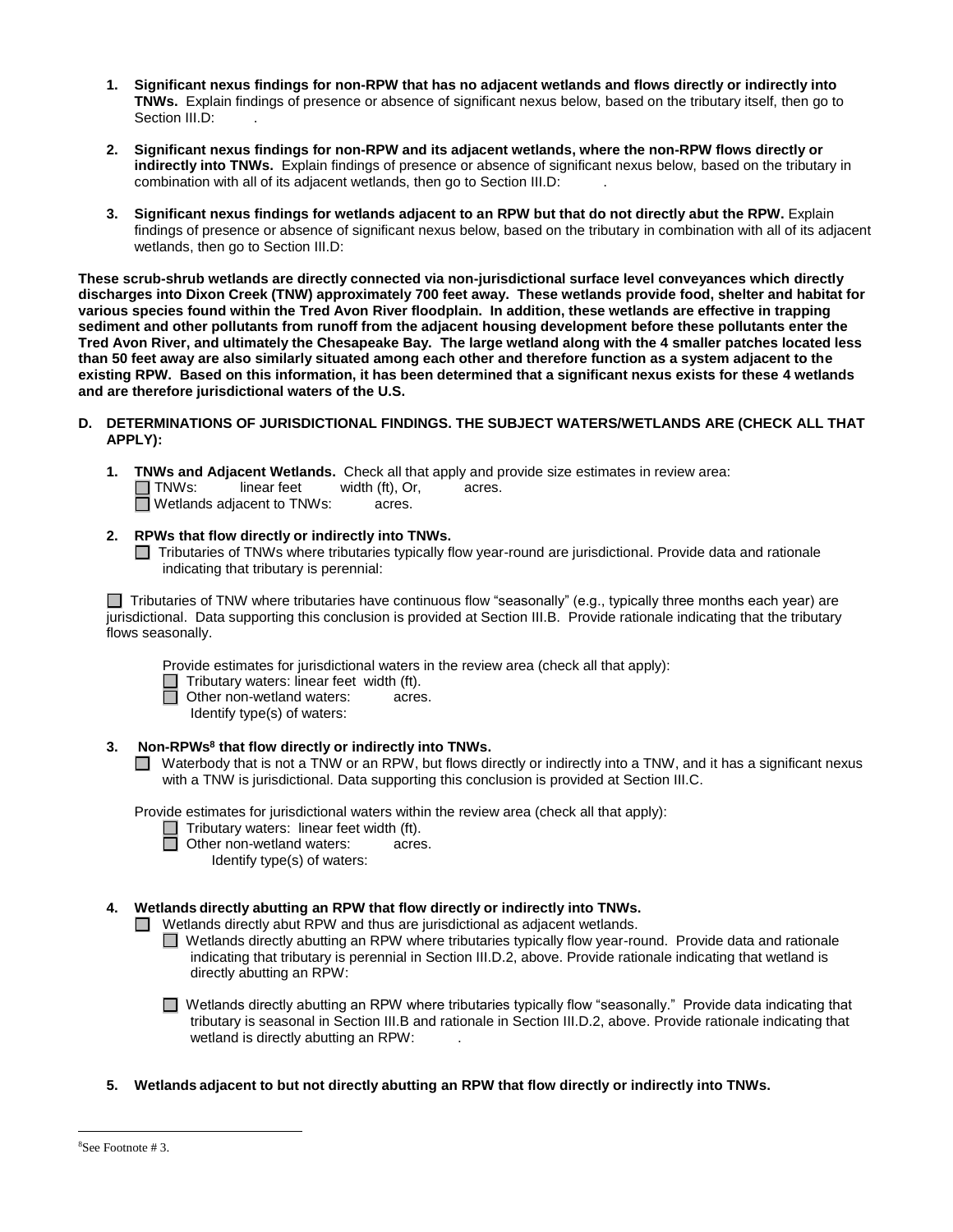1. **Significant nexus findings for non-RPW that has no adjacent wetlands and flows directly or indirectly into TNWs.** Explain findings of presence or absence of significant nexus below, based on the tributary itself, then go to Section III.D: .

2. **Significant nexus findings for non-RPW and its adjacent wetlands, where the non-RPW flows directly or indirectly into TNWs.** Explain findings of presence or absence of significant nexus below, based on the tributary in combination with all of its adjacent wetlands, then go to Section III.D: .

3. **Significant nexus findings for wetlands adjacent to an RPW but that do not directly abut the RPW.** Explain findings of presence or absence of significant nexus below, based on the tributary in combination with all of its adjacent wetlands, then go to Section III.D:

**These scrub-shrub wetlands are directly connected via non-jurisdictional surface level conveyances which directly discharges into Dixon Creek (TNW) approximately 700 feet away. These wetlands provide food, shelter and habitat for various species found within the Tred Avon River floodplain. In addition, these wetlands are effective in trapping sediment and other pollutants from runoff from the adjacent housing development before these pollutants enter the Tred Avon River, and ultimately the Chesapeake Bay. The large wetland along with the 4 smaller patches located less than 50 feet away are also similarly situated among each other and therefore function as a system adjacent to the existing RPW. Based on this information, it has been determined that a significant nexus exists for these 4 wetlands and are therefore jurisdictional waters of the U.S.**

**D. DETERMINATIONS OF JURISDICTIONAL FINDINGS. THE SUBJECT WATERS/WETLANDS ARE (CHECK ALL THAT APPLY):**

1. **TNWs and Adjacent Wetlands.** Check all that apply and provide size estimates in review area:
   - ☐ TNWs: linear feet width (ft), Or, acres.
   - ☐ Wetlands adjacent to TNWs: acres.

2. **RPWs that flow directly or indirectly into TNWs.**
   - ☐ Tributaries of TNWs where tributaries typically flow year-round are jurisdictional. Provide data and rationale indicating that tributary is perennial:

   ☐ Tributaries of TNW where tributaries have continuous flow "seasonally" (e.g., typically three months each year) are jurisdictional. Data supporting this conclusion is provided at Section III.B. Provide rationale indicating that the tributary flows seasonally.

   Provide estimates for jurisdictional waters in the review area (check all that apply):
   - ☐ Tributary waters: linear feet width (ft).
   - ☐ Other non-wetland waters: acres.
     Identify type(s) of waters:

3. **Non-RPWs[8] that flow directly or indirectly into TNWs.**
   - ☐ Waterbody that is not a TNW or an RPW, but flows directly or indirectly into a TNW, and it has a significant nexus with a TNW is jurisdictional. Data supporting this conclusion is provided at Section III.C.

   Provide estimates for jurisdictional waters within the review area (check all that apply):
   - ☐ Tributary waters: linear feet width (ft).
   - ☐ Other non-wetland waters: acres.
     Identify type(s) of waters:

4. **Wetlands directly abutting an RPW that flow directly or indirectly into TNWs.**
   - ☐ Wetlands directly abut RPW and thus are jurisdictional as adjacent wetlands.
     - ☐ Wetlands directly abutting an RPW where tributaries typically flow year-round. Provide data and rationale indicating that tributary is perennial in Section III.D.2, above. Provide rationale indicating that wetland is directly abutting an RPW:
     - ☐ Wetlands directly abutting an RPW where tributaries typically flow "seasonally." Provide data indicating that tributary is seasonal in Section III.B and rationale in Section III.D.2, above. Provide rationale indicating that wetland is directly abutting an RPW: .

5. **Wetlands adjacent to but not directly abutting an RPW that flow directly or indirectly into TNWs.**

---

[8] See Footnote # 3.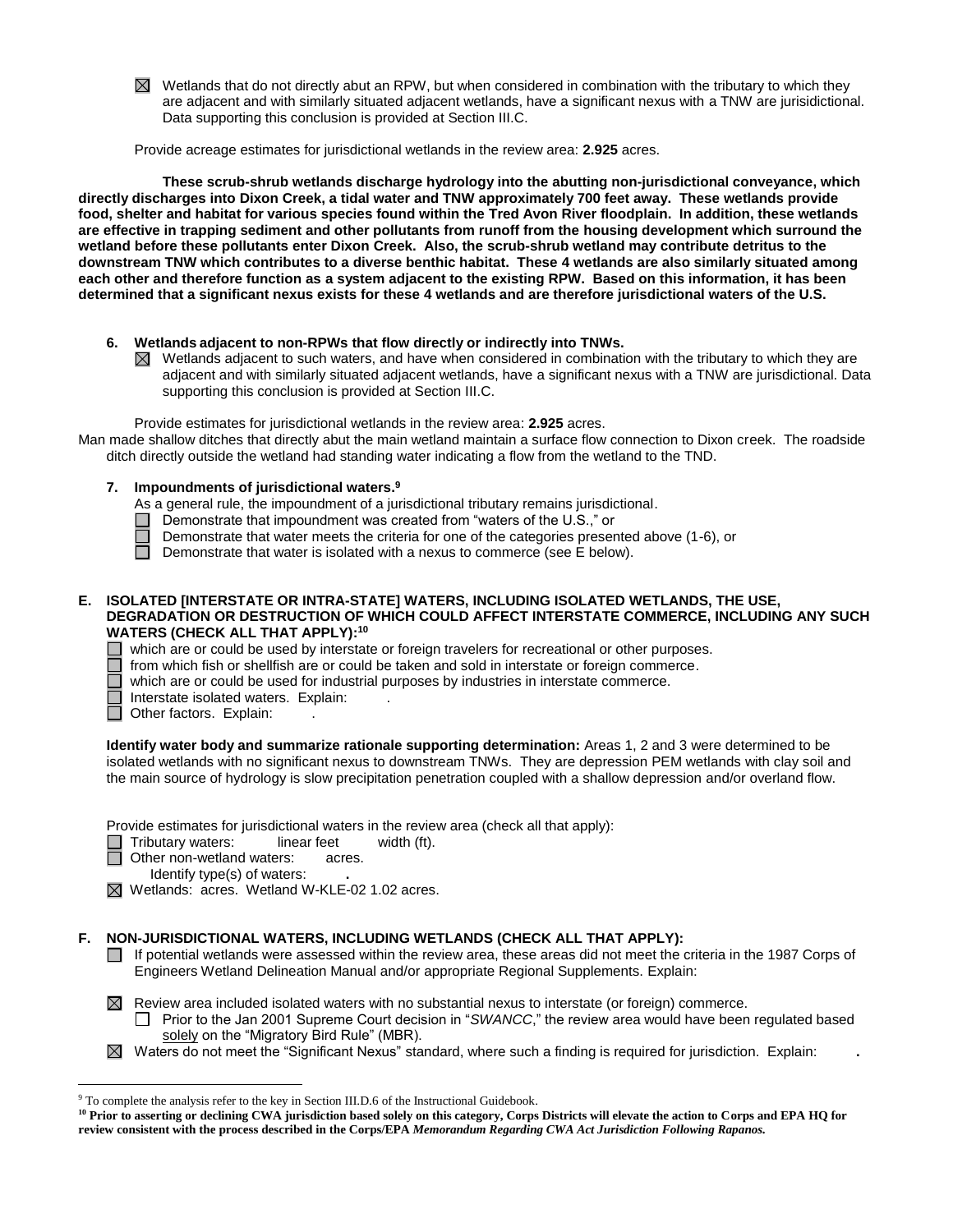☒ Wetlands that do not directly abut an RPW, but when considered in combination with the tributary to which they are adjacent and with similarly situated adjacent wetlands, have a significant nexus with a TNW are jurisdictional. Data supporting this conclusion is provided at Section III.C.

Provide acreage estimates for jurisdictional wetlands in the review area: **2.925** acres.

**These scrub-shrub wetlands discharge hydrology into the abutting non-jurisdictional conveyance, which directly discharges into Dixon Creek, a tidal water and TNW approximately 700 feet away. These wetlands provide food, shelter and habitat for various species found within the Tred Avon River floodplain. In addition, these wetlands are effective in trapping sediment and other pollutants from runoff from the housing development which surround the wetland before these pollutants enter Dixon Creek. Also, the scrub-shrub wetland may contribute detritus to the downstream TNW which contributes to a diverse benthic habitat. These 4 wetlands are also similarly situated among each other and therefore function as a system adjacent to the existing RPW. Based on this information, it has been determined that a significant nexus exists for these 4 wetlands and are therefore jurisdictional waters of the U.S.**

**6. Wetlands adjacent to non-RPWs that flow directly or indirectly into TNWs.**

☒ Wetlands adjacent to such waters, and have when considered in combination with the tributary to which they are adjacent and with similarly situated adjacent wetlands, have a significant nexus with a TNW are jurisdictional. Data supporting this conclusion is provided at Section III.C.

Provide estimates for jurisdictional wetlands in the review area: **2.925** acres.

Man made shallow ditches that directly abut the main wetland maintain a surface flow connection to Dixon creek. The roadside ditch directly outside the wetland had standing water indicating a flow from the wetland to the TND.

**7. Impoundments of jurisdictional waters.**[9]

As a general rule, the impoundment of a jurisdictional tributary remains jurisdictional.

☐ Demonstrate that impoundment was created from "waters of the U.S.," or
☐ Demonstrate that water meets the criteria for one of the categories presented above (1-6), or
☐ Demonstrate that water is isolated with a nexus to commerce (see E below).

**E. ISOLATED [INTERSTATE OR INTRA-STATE] WATERS, INCLUDING ISOLATED WETLANDS, THE USE, DEGRADATION OR DESTRUCTION OF WHICH COULD AFFECT INTERSTATE COMMERCE, INCLUDING ANY SUCH WATERS (CHECK ALL THAT APPLY):**[10]

☐ which are or could be used by interstate or foreign travelers for recreational or other purposes.
☐ from which fish or shellfish are or could be taken and sold in interstate or foreign commerce.
☐ which are or could be used for industrial purposes by industries in interstate commerce.
☐ Interstate isolated waters. Explain: .
☐ Other factors. Explain: .

**Identify water body and summarize rationale supporting determination:** Areas 1, 2 and 3 were determined to be isolated wetlands with no significant nexus to downstream TNWs. They are depression PEM wetlands with clay soil and the main source of hydrology is slow precipitation penetration coupled with a shallow depression and/or overland flow.

Provide estimates for jurisdictional waters in the review area (check all that apply):

☐ Tributary waters: linear feet width (ft).
☐ Other non-wetland waters: acres.
Identify type(s) of waters: **.**
☒ Wetlands: acres. Wetland W-KLE-02 1.02 acres.

**F. NON-JURISDICTIONAL WATERS, INCLUDING WETLANDS (CHECK ALL THAT APPLY):**

☐ If potential wetlands were assessed within the review area, these areas did not meet the criteria in the 1987 Corps of Engineers Wetland Delineation Manual and/or appropriate Regional Supplements. Explain:

☒ Review area included isolated waters with no substantial nexus to interstate (or foreign) commerce.
☐ Prior to the Jan 2001 Supreme Court decision in "*SWANCC*," the review area would have been regulated based solely on the "Migratory Bird Rule" (MBR).

☒ Waters do not meet the "Significant Nexus" standard, where such a finding is required for jurisdiction. Explain: **.**

---

[9] To complete the analysis refer to the key in Section III.D.6 of the Instructional Guidebook.

[10] **Prior to asserting or declining CWA jurisdiction based solely on this category, Corps Districts will elevate the action to Corps and EPA HQ for review consistent with the process described in the Corps/EPA *Memorandum Regarding CWA Act Jurisdiction Following Rapanos.***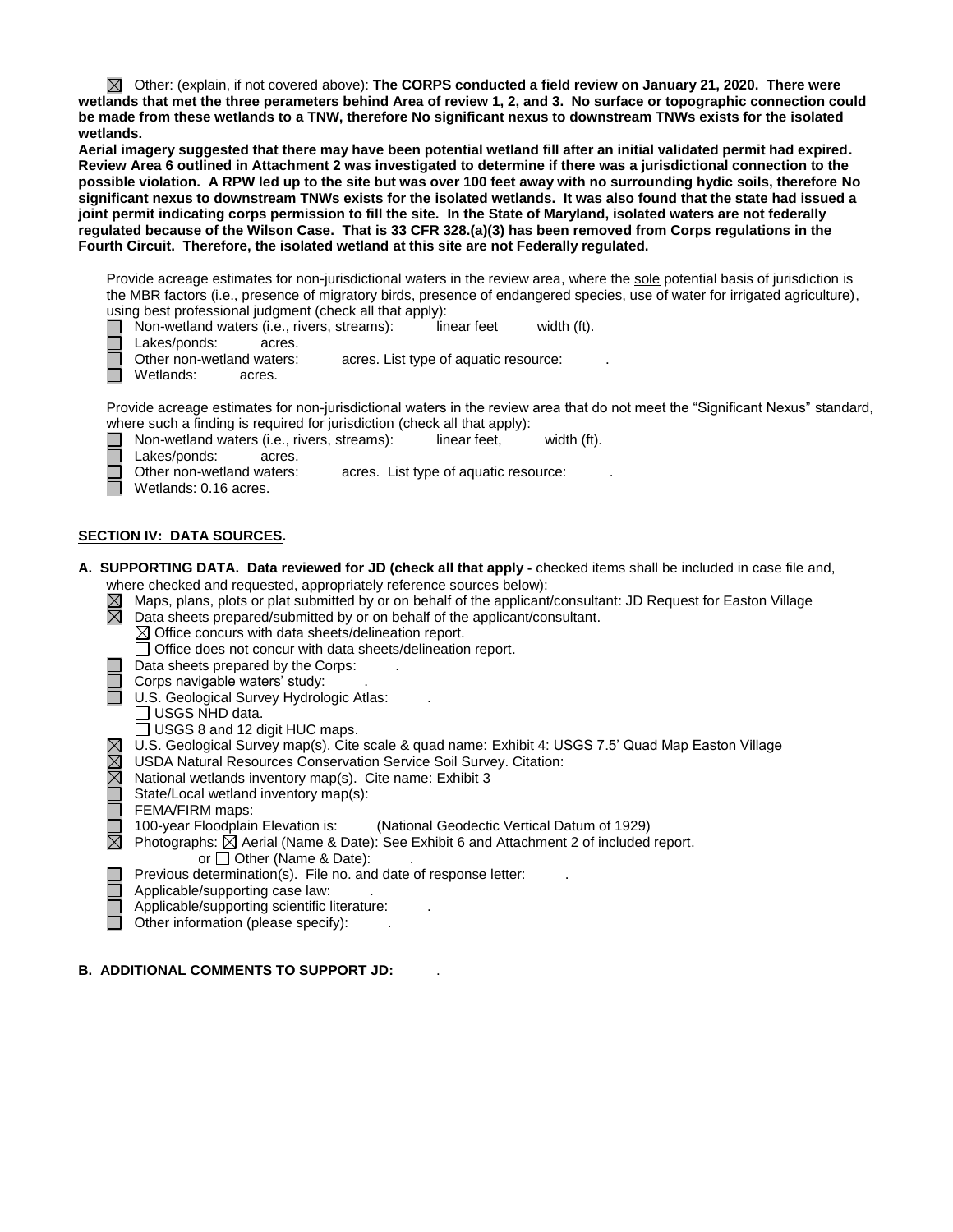☒ Other: (explain, if not covered above): **The CORPS conducted a field review on January 21, 2020. There were wetlands that met the three perameters behind Area of review 1, 2, and 3. No surface or topographic connection could be made from these wetlands to a TNW, therefore No significant nexus to downstream TNWs exists for the isolated wetlands.**

**Aerial imagery suggested that there may have been potential wetland fill after an initial validated permit had expired. Review Area 6 outlined in Attachment 2 was investigated to determine if there was a jurisdictional connection to the possible violation. A RPW led up to the site but was over 100 feet away with no surrounding hydic soils, therefore No significant nexus to downstream TNWs exists for the isolated wetlands. It was also found that the state had issued a joint permit indicating corps permission to fill the site. In the State of Maryland, isolated waters are not federally regulated because of the Wilson Case. That is 33 CFR 328.(a)(3) has been removed from Corps regulations in the Fourth Circuit. Therefore, the isolated wetland at this site are not Federally regulated.**

Provide acreage estimates for non-jurisdictional waters in the review area, where the sole potential basis of jurisdiction is the MBR factors (i.e., presence of migratory birds, presence of endangered species, use of water for irrigated agriculture), using best professional judgment (check all that apply):

☐ Non-wetland waters (i.e., rivers, streams): linear feet width (ft).
☐ Lakes/ponds: acres.
☐ Other non-wetland waters: acres. List type of aquatic resource: .
☐ Wetlands: acres.

Provide acreage estimates for non-jurisdictional waters in the review area that do not meet the "Significant Nexus" standard, where such a finding is required for jurisdiction (check all that apply):

☐ Non-wetland waters (i.e., rivers, streams): linear feet, width (ft).
☐ Lakes/ponds: acres.
☐ Other non-wetland waters: acres. List type of aquatic resource: .
☐ Wetlands: 0.16 acres.

## SECTION IV: DATA SOURCES.

**A. SUPPORTING DATA. Data reviewed for JD (check all that apply -** checked items shall be included in case file and, where checked and requested, appropriately reference sources below):

☒ Maps, plans, plots or plat submitted by or on behalf of the applicant/consultant: JD Request for Easton Village
☒ Data sheets prepared/submitted by or on behalf of the applicant/consultant.
  ☒ Office concurs with data sheets/delineation report.
  ☐ Office does not concur with data sheets/delineation report.
☐ Data sheets prepared by the Corps: .
☐ Corps navigable waters' study: .
☐ U.S. Geological Survey Hydrologic Atlas: .
  ☐ USGS NHD data.
  ☐ USGS 8 and 12 digit HUC maps.
☒ U.S. Geological Survey map(s). Cite scale & quad name: Exhibit 4: USGS 7.5' Quad Map Easton Village
☒ USDA Natural Resources Conservation Service Soil Survey. Citation:
☒ National wetlands inventory map(s). Cite name: Exhibit 3
☐ State/Local wetland inventory map(s):
☐ FEMA/FIRM maps:
☐ 100-year Floodplain Elevation is: (National Geodectic Vertical Datum of 1929)
☒ Photographs: ☒ Aerial (Name & Date): See Exhibit 6 and Attachment 2 of included report.
  or ☐ Other (Name & Date): .
☐ Previous determination(s). File no. and date of response letter: .
☐ Applicable/supporting case law: .
☐ Applicable/supporting scientific literature: .
☐ Other information (please specify): .

**B. ADDITIONAL COMMENTS TO SUPPORT JD:** .